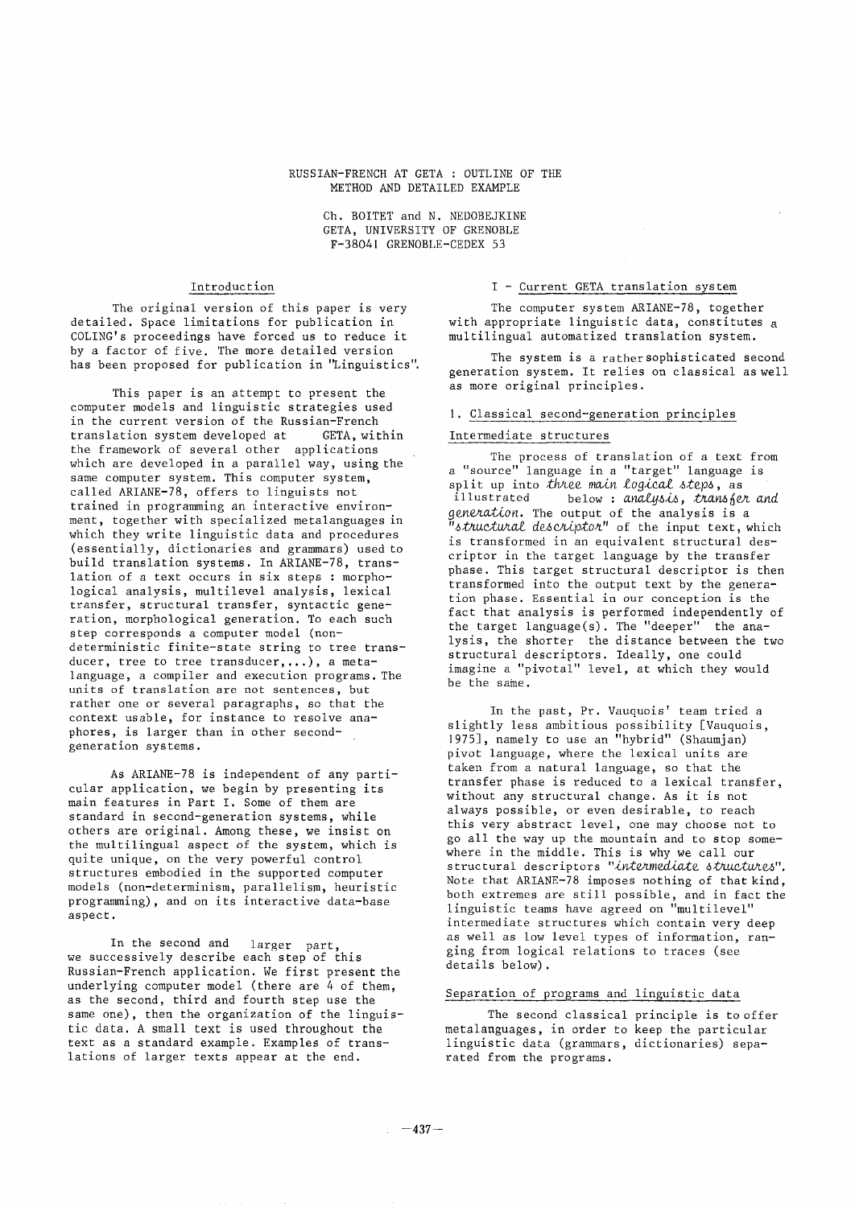# RUSSIAN-FRENCH AT GETA : OUTLINE OF THE METHOD AND DETAILED EXAMPLE

Ch. BOITET and N. NEDOBEJKINE
GETA, UNIVERSITY OF GRENOBLE
F-38041 GRENOBLE-CEDEX 53

## Introduction

The original version of this paper is very detailed. Space limitations for publication in COLING's proceedings have forced us to reduce it by a factor of five. The more detailed version has been proposed for publication in "Linguistics".

This paper is an attempt to present the computer models and linguistic strategies used in the current version of the Russian-French translation system developed at GETA, within the framework of several other applications which are developed in a parallel way, using the same computer system. This computer system, called ARIANE-78, offers to linguists not trained in programming an interactive environment, together with specialized metalanguages in which they write linguistic data and procedures (essentially, dictionaries and grammars) used to build translation systems. In ARIANE-78, translation of a text occurs in six steps : morphological analysis, multilevel analysis, lexical transfer, structural transfer, syntactic generation, morphological generation. To each such step corresponds a computer model (non-deterministic finite-state string to tree transducer, tree to tree transducer,...), a metalanguage, a compiler and execution programs. The units of translation are not sentences, but rather one or several paragraphs, so that the context usable, for instance to resolve anaphores, is larger than in other second-generation systems.

As ARIANE-78 is independent of any particular application, we begin by presenting its main features in Part I. Some of them are standard in second-generation systems, while others are original. Among these, we insist on the multilingual aspect of the system, which is quite unique, on the very powerful control structures embodied in the supported computer models (non-determinism, parallelism, heuristic programming), and on its interactive data-base aspect.

In the second and larger part, we successively describe each step of this Russian-French application. We first present the underlying computer model (there are 4 of them, as the second, third and fourth step use the same one), then the organization of the linguistic data. A small text is used throughout the text as a standard example. Examples of translations of larger texts appear at the end.

## I - Current GETA translation system

The computer system ARIANE-78, together with appropriate linguistic data, constitutes a multilingual automatized translation system.

The system is a rather sophisticated second generation system. It relies on classical as well as more original principles.

### 1. Classical second-generation principles

#### Intermediate structures

The process of translation of a text from a "source" language in a "target" language is split up into *three main logical steps*, as illustrated below : *analysis, transfer and generation*. The output of the analysis is a "*structural descriptor*" of the input text, which is transformed in an equivalent structural descriptor in the target language by the transfer phase. This target structural descriptor is then transformed into the output text by the generation phase. Essential in our conception is the fact that analysis is performed independently of the target language(s). The "deeper" the analysis, the shorter the distance between the two structural descriptors. Ideally, one could imagine a "pivotal" level, at which they would be the same.

In the past, Pr. Vauquois' team tried a slightly less ambitious possibility [Vauquois, 1975], namely to use an "hybrid" (Shaumjan) pivot language, where the lexical units are taken from a natural language, so that the transfer phase is reduced to a lexical transfer, without any structural change. As it is not always possible, or even desirable, to reach this very abstract level, one may choose not to go all the way up the mountain and to stop somewhere in the middle. This is why we call our structural descriptors "*intermediate structures*". Note that ARIANE-78 imposes nothing of that kind, both extremes are still possible, and in fact the linguistic teams have agreed on "multilevel" intermediate structures which contain very deep as well as low level types of information, ranging from logical relations to traces (see details below).

#### Separation of programs and linguistic data

The second classical principle is to offer metalanguages, in order to keep the particular linguistic data (grammars, dictionaries) separated from the programs.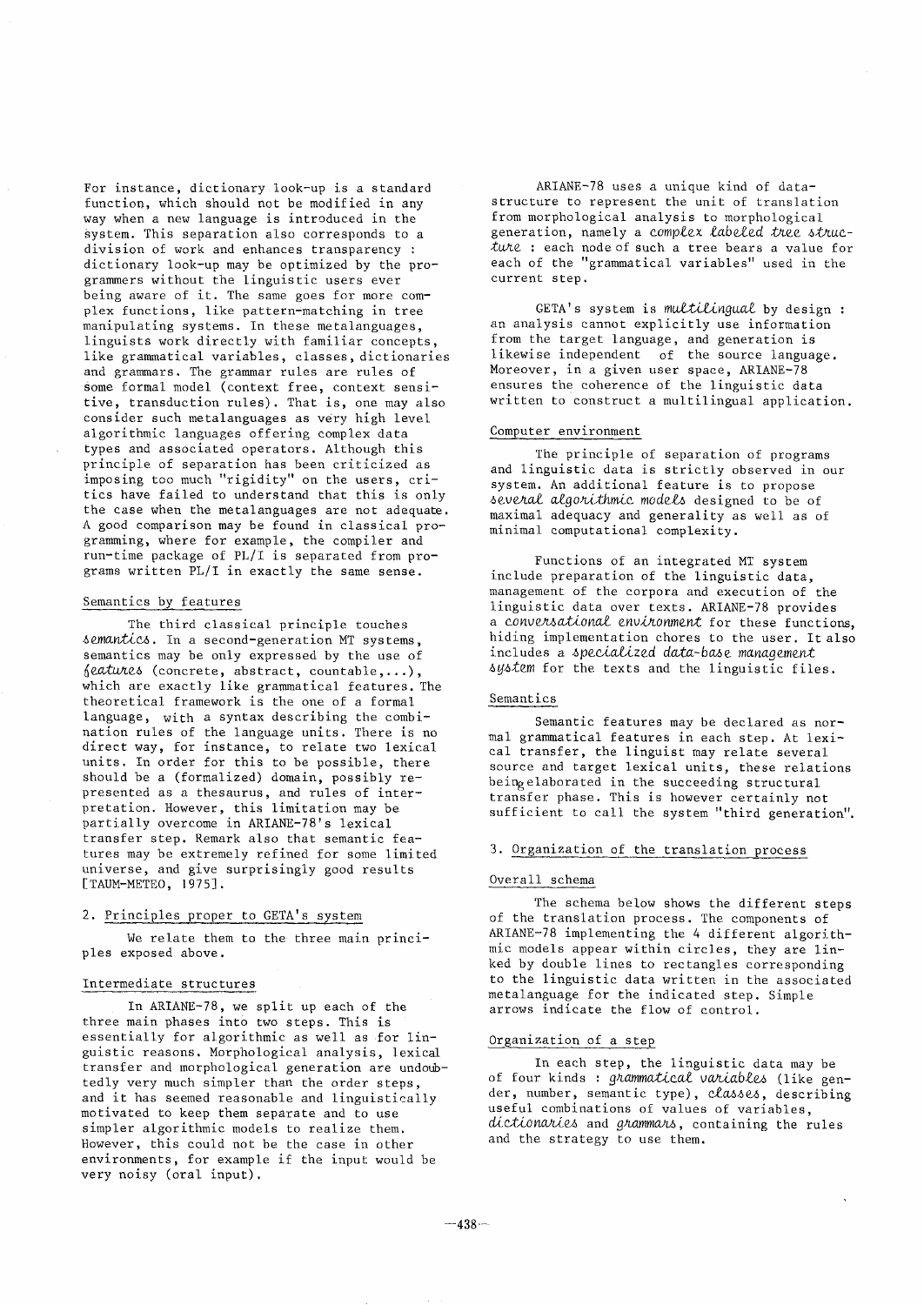For instance, dictionary look-up is a standard function, which should not be modified in any way when a new language is introduced in the system. This separation also corresponds to a division of work and enhances transparency : dictionary look-up may be optimized by the programmers without the linguistic users ever being aware of it. The same goes for more complex functions, like pattern-matching in tree manipulating systems. In these metalanguages, linguists work directly with familiar concepts, like grammatical variables, classes, dictionaries and grammars. The grammar rules are rules of some formal model (context free, context sensitive, transduction rules). That is, one may also consider such metalanguages as very high level algorithmic languages offering complex data types and associated operators. Although this principle of separation has been criticized as imposing too much "rigidity" on the users, critics have failed to understand that this is only the case when the metalanguages are not adequate. A good comparison may be found in classical programming, where for example, the compiler and run-time package of PL/I is separated from programs written PL/I in exactly the same sense.

### Semantics by features

The third classical principle touches *semantics*. In a second-generation MT systems, semantics may be only expressed by the use of *features* (concrete, abstract, countable,...), which are exactly like grammatical features. The theoretical framework is the one of a formal language, with a syntax describing the combination rules of the language units. There is no direct way, for instance, to relate two lexical units. In order for this to be possible, there should be a (formalized) domain, possibly represented as a thesaurus, and rules of interpretation. However, this limitation may be partially overcome in ARIANE-78's lexical transfer step. Remark also that semantic features may be extremely refined for some limited universe, and give surprisingly good results [TAUM-METEO, 1975].

## 2. Principles proper to GETA's system

We relate them to the three main principles exposed above.

### Intermediate structures

In ARIANE-78, we split up each of the three main phases into two steps. This is essentially for algorithmic as well as for linguistic reasons. Morphological analysis, lexical transfer and morphological generation are undoubtedly very much simpler than the order steps, and it has seemed reasonable and linguistically motivated to keep them separate and to use simpler algorithmic models to realize them. However, this could not be the case in other environments, for example if the input would be very noisy (oral input).

ARIANE-78 uses a unique kind of data-structure to represent the unit of translation from morphological analysis to morphological generation, namely a *complex labeled tree structure* : each node of such a tree bears a value for each of the "grammatical variables" used in the current step.

GETA's system is *multilingual* by design : an analysis cannot explicitly use information from the target language, and generation is likewise independent of the source language. Moreover, in a given user space, ARIANE-78 ensures the coherence of the linguistic data written to construct a multilingual application.

### Computer environment

The principle of separation of programs and linguistic data is strictly observed in our system. An additional feature is to propose *several algorithmic models* designed to be of maximal adequacy and generality as well as of minimal computational complexity.

Functions of an integrated MT system include preparation of the linguistic data, management of the corpora and execution of the linguistic data over texts. ARIANE-78 provides a *conversational environment* for these functions, hiding implementation chores to the user. It also includes a *specialized data-base management system* for the texts and the linguistic files.

### Semantics

Semantic features may be declared as normal grammatical features in each step. At lexical transfer, the linguist may relate several source and target lexical units, these relations being elaborated in the succeeding structural transfer phase. This is however certainly not sufficient to call the system "third generation".

## 3. Organization of the translation process

### Overall schema

The schema below shows the different steps of the translation process. The components of ARIANE-78 implementing the 4 different algorithmic models appear within circles, they are linked by double lines to rectangles corresponding to the linguistic data written in the associated metalanguage for the indicated step. Simple arrows indicate the flow of control.

### Organization of a step

In each step, the linguistic data may be of four kinds : *grammatical variables* (like gender, number, semantic type), *classes*, describing useful combinations of values of variables, *dictionaries* and *grammars*, containing the rules and the strategy to use them.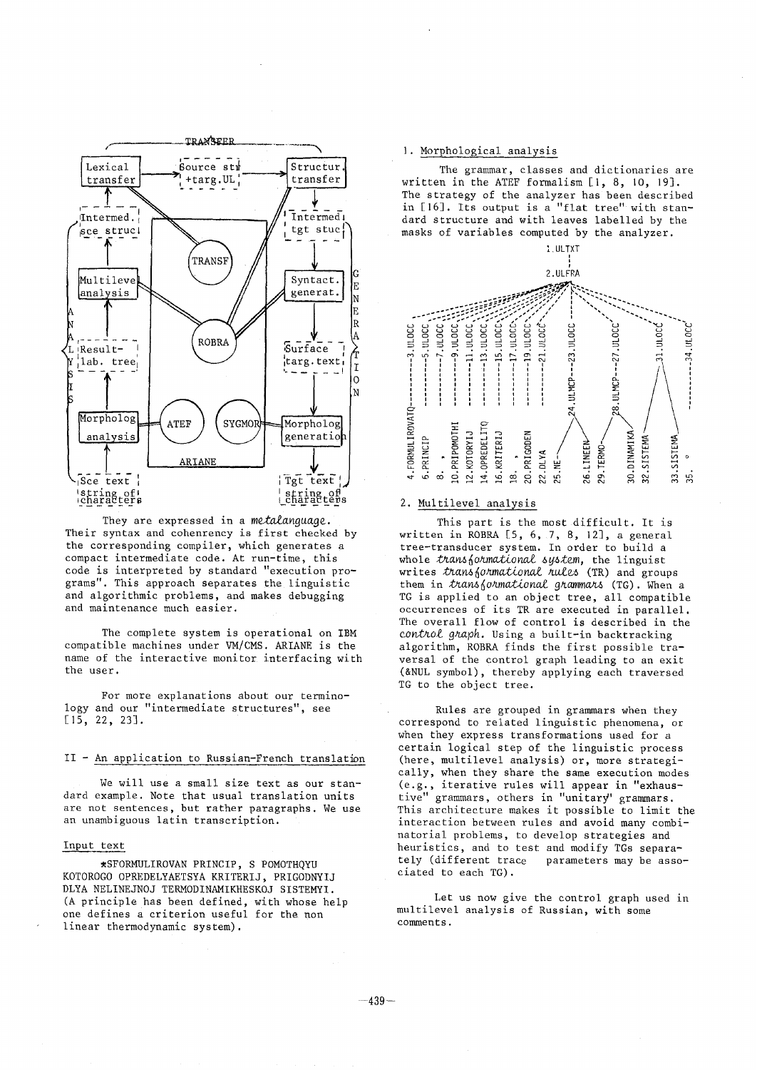They are expressed in a *metalanguage*. Their syntax and coherency is first checked by the corresponding compiler, which generates a compact intermediate code. At run-time, this code is interpreted by standard "execution programs". This approach separates the linguistic and algorithmic problems, and makes debugging and maintenance much easier.

The complete system is operational on IBM compatible machines under VM/CMS. ARIANE is the name of the interactive monitor interfacing with the user.

For more explanations about our terminology and our "intermediate structures", see [15, 22, 23].

## II - An application to Russian-French translation

We will use a small size text as our standard example. Note that usual translation units are not sentences, but rather paragraphs. We use an unambiguous latin transcription.

### Input text

*SFORMULIROVAN PRINCIP, S POMOTHQYU KOTOROGO OPREDELYAETSYA KRITERIJ, PRIGODNYIJ DLYA NELINEJNOJ TERMODINAMIKHESKOJ SISTEMYI. (A principle has been defined, with whose help one defines a criterion useful for the non linear thermodynamic system).

### 1. Morphological analysis

The grammar, classes and dictionaries are written in the ATEF formalism [1, 8, 10, 19]. The strategy of the analyzer has been described in [16]. Its output is a "flat tree" with standard structure and with leaves labelled by the masks of variables computed by the analyzer.

### 2. Multilevel analysis

This part is the most difficult. It is written in ROBRA [5, 6, 7, 8, 12], a general tree-transducer system. In order to build a whole *transformational system*, the linguist writes *transformational rules* (TR) and groups them in *transformational grammars* (TG). When a TG is applied to an object tree, all compatible occurrences of its TR are executed in parallel. The overall flow of control is described in the *control graph*. Using a built-in backtracking algorithm, ROBRA finds the first possible traversal of the control graph leading to an exit (&NUL symbol), thereby applying each traversed TG to the object tree.

Rules are grouped in grammars when they correspond to related linguistic phenomena, or when they express transformations used for a certain logical step of the linguistic process (here, multilevel analysis) or, more strategically, when they share the same execution modes (e.g., iterative rules will appear in "exhaustive" grammars, others in "unitary" grammars. This architecture makes it possible to limit the interaction between rules and avoid many combinatorial problems, to develop strategies and heuristics, and to test and modify TGs separately (different trace parameters may be associated to each TG).

Let us now give the control graph used in multilevel analysis of Russian, with some comments.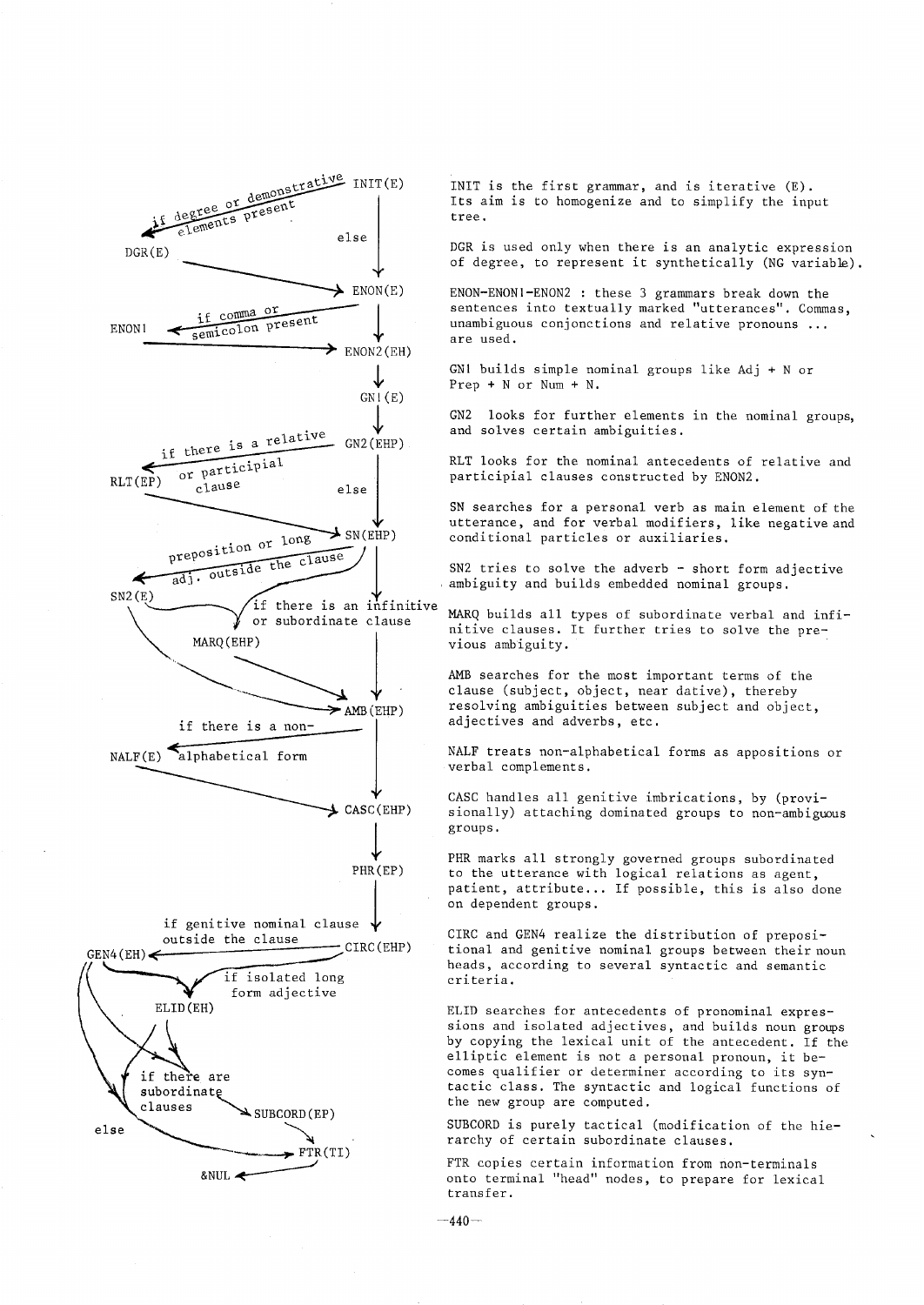INIT(E)

if degree or demonstrative elements present → DGR(E)

else → ENON(E)

ENON1 ← if comma or semicolon present

ENON2(EH)

GN1(E)

GN2(EHP)

if there is a relative or participial clause → RLT(EP)

else → SN(EHP)

preposition or long adj. outside the clause → SN2(E)

if there is an infinitive or subordinate clause → MARQ(EHP)

AMB(EHP)

if there is a non-alphabetical form → NALF(E)

CASC(EHP)

PHR(EP)

if genitive nominal clause outside the clause → GEN4(EH) ← CIRC(EHP)

if isolated long form adjective → ELID(EH)

if there are subordinate clauses → SUBCORD(EP)

else → FTR(TI)

&NUL

INIT is the first grammar, and is iterative (E). Its aim is to homogenize and to simplify the input tree.

DGR is used only when there is an analytic expression of degree, to represent it synthetically (NG variable).

ENON-ENON1-ENON2 : these 3 grammars break down the sentences into textually marked "utterances". Commas, unambiguous conjonctions and relative pronouns ... are used.

GN1 builds simple nominal groups like Adj + N or Prep + N or Num + N.

GN2 looks for further elements in the nominal groups, and solves certain ambiguities.

RLT looks for the nominal antecedents of relative and participial clauses constructed by ENON2.

SN searches for a personal verb as main element of the utterance, and for verbal modifiers, like negative and conditional particles or auxiliaries.

SN2 tries to solve the adverb - short form adjective ambiguity and builds embedded nominal groups.

MARQ builds all types of subordinate verbal and infinitive clauses. It further tries to solve the previous ambiguity.

AMB searches for the most important terms of the clause (subject, object, near dative), thereby resolving ambiguities between subject and object, adjectives and adverbs, etc.

NALF treats non-alphabetical forms as appositions or verbal complements.

CASC handles all genitive imbrications, by (provisionally) attaching dominated groups to non-ambiguous groups.

PHR marks all strongly governed groups subordinated to the utterance with logical relations as agent, patient, attribute... If possible, this is also done on dependent groups.

CIRC and GEN4 realize the distribution of prepositional and genitive nominal groups between their noun heads, according to several syntactic and semantic criteria.

ELID searches for antecedents of pronominal expressions and isolated adjectives, and builds noun groups by copying the lexical unit of the antecedent. If the elliptic element is not a personal pronoun, it becomes qualifier or determiner according to its syntactic class. The syntactic and logical functions of the new group are computed.

SUBCORD is purely tactical (modification of the hierarchy of certain subordinate clauses.

FTR copies certain information from non-terminals onto terminal "head" nodes, to prepare for lexical transfer.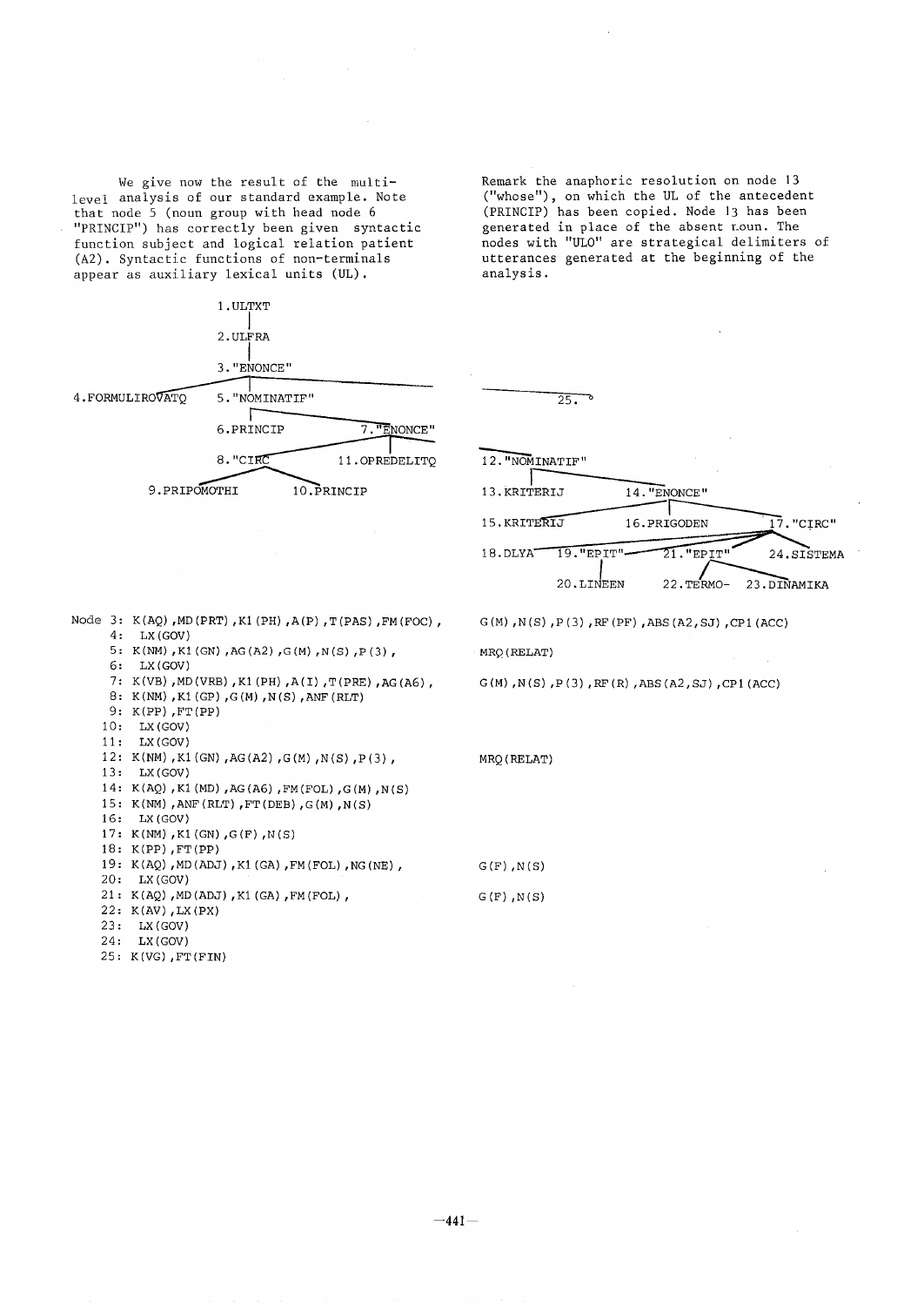We give now the result of the multi-level analysis of our standard example. Note that node 5 (noun group with head node 6 "PRINCIP") has correctly been given syntactic function subject and logical relation patient (A2). Syntactic functions of non-terminals appear as auxiliary lexical units (UL).

Remark the anaphoric resolution on node 13 ("whose"), on which the UL of the antecedent (PRINCIP) has been copied. Node 13 has been generated in place of the absent noun. The nodes with "ULO" are strategical delimiters of utterances generated at the beginning of the analysis.

```
                    1.ULTXT
                       |
                    2.ULFRA
                       |
                    3."ENONCE"
    ___________________|____________________________________________
    |                  |                                             |
4.FORMULIROVATQ   5."NOMINATIF"                                    25.
                       |
              _________|__________
              |                   |
          6.PRINCIP          7."ENONCE"
                      ____________|____________
                      |                        |
                  8."CIRC"              11.OPREDELITQ
               _______|_______
               |              |
        9.PRIPOMOTHI     10.PRINCIP

12."NOMINATIF"
       |
  _____|________________
  |                     |
13.KRITERIJ        14."ENONCE"
           ____________|_______________________
           |               |                   |
    15.KRITERIJ      16.PRIGODEN          17."CIRC"
   ______________________________________________|____________
   |              |                     |                     |
18.DLYA     19."EPIT"              21."EPIT"            24.SISTEMA
                  |                _____|_____
                  |                |          |
            20.LINEEN         22.TERMO-   23.DINAMIKA
```

```
Node 3: K(AQ),MD(PRT),K1(PH),A(P),T(PAS),FM(FOC),     G(M),N(S),P(3),RF(PF),ABS(A2,SJ),CP1(ACC)
     4:  LX(GOV)
     5: K(NM),K1(GN),AG(A2),G(M),N(S),P(3),            MRQ(RELAT)
     6:  LX(GOV)
     7: K(VB),MD(VRB),K1(PH),A(I),T(PRE),AG(A6),       G(M),N(S),P(3),RF(R),ABS(A2,SJ),CP1(ACC)
     8: K(NM),K1(GP),G(M),N(S),ANF(RLT)
     9: K(PP),FT(PP)
    10:  LX(GOV)
    11:  LX(GOV)
    12: K(NM),K1(GN),AG(A2),G(M),N(S),P(3),            MRQ(RELAT)
    13:  LX(GOV)
    14: K(AQ),K1(MD),AG(A6),FM(FOL),G(M),N(S)
    15: K(NM),ANF(RLT),FT(DEB),G(M),N(S)
    16:  LX(GOV)
    17: K(NM),K1(GN),G(F),N(S)
    18: K(PP),FT(PP)
    19: K(AQ),MD(ADJ),K1(GA),FM(FOL),NG(NE),           G(F),N(S)
    20:  LX(GOV)
    21: K(AQ),MD(ADJ),K1(GA),FM(FOL),                  G(F),N(S)
    22: K(AV),LX(PX)
    23:  LX(GOV)
    24:  LX(GOV)
    25: K(VG),FT(FIN)
```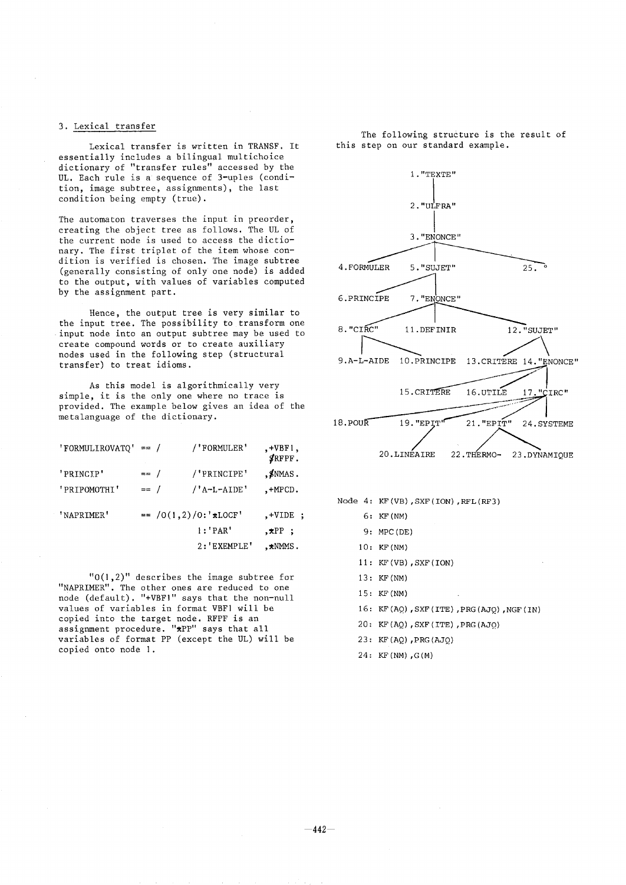### 3. Lexical transfer

Lexical transfer is written in TRANSF. It essentially includes a bilingual multichoice dictionary of "transfer rules" accessed by the UL. Each rule is a sequence of 3-uples (condition, image subtree, assignments), the last condition being empty (true).

The automaton traverses the input in preorder, creating the object tree as follows. The UL of the current node is used to access the dictionary. The first triplet of the item whose condition is verified is chosen. The image subtree (generally consisting of only one node) is added to the output, with values of variables computed by the assignment part.

Hence, the output tree is very similar to the input tree. The possibility to transform one input node into an output subtree may be used to create compound words or to create auxiliary nodes used in the following step (structural transfer) to treat idioms.

As this model is algorithmically very simple, it is the only one where no trace is provided. The example below gives an idea of the metalanguage of the dictionary.

```
'FORMULIROVATQ'  == /          /'FORMULER'     ,+VBF1,
                                                $RFPF.
'PRINCIP'        == /          /'PRINCIPE'     ,$NMAS.
'PRIPOMOTHI'     == /          /'A-L-AIDE'     ,+MPCD.

'NAPRIMER'       == /0(1,2)/0:'*LOCF'          ,+VIDE ;
                              1:'PAR'          ,*PP ;
                              2:'EXEMPLE'      ,*NMMS.
```

"0(1,2)" describes the image subtree for "NAPRIMER". The other ones are reduced to one node (default). "+VBF1" says that the non-null values of variables in format VBF1 will be copied into the target node. RFPF is an assignment procedure. "*PP" says that all variables of format PP (except the UL) will be copied onto node 1.

The following structure is the result of this step on our standard example.

```
1."TEXTE"
└─ 2."ULFRA"
   └─ 3."ENONCE"
      ├─ 4.FORMULER
      ├─ 5."SUJET"
      │  ├─ 6.PRINCIPE
      │  └─ 7."ENONCE"
      │     ├─ 8."CIRC"
      │     │  ├─ 9.A-L-AIDE
      │     │  └─ 10.PRINCIPE
      │     ├─ 11.DEFINIR
      │     └─ 12."SUJET"
      │        ├─ 13.CRITERE
      │        └─ 14."ENONCE"
      │           ├─ 15.CRITERE
      │           ├─ 16.UTILE
      │           └─ 17."CIRC"
      │              ├─ 18.POUR
      │              ├─ 19."EPIT"
      │              │  └─ 20.LINEAIRE
      │              ├─ 21."EPIT"
      │              │  ├─ 22.THERMO-
      │              │  └─ 23.DYNAMIQUE
      │              └─ 24.SYSTEME
      └─ 25. °
```

Node 4: KF(VB),SXF(ION),RFL(RF3)
6: KF(NM)
9: MPC(DE)
10: KF(NM)
11: KF(VB),SXF(ION)
13: KF(NM)
15: KF(NM)
16: KF(AQ),SXF(ITE),PRG(AJQ),NGF(IN)
20: KF(AQ),SXF(ITE),PRG(AJQ)
23: KF(AQ),PRG(AJQ)
24: KF(NM),G(M)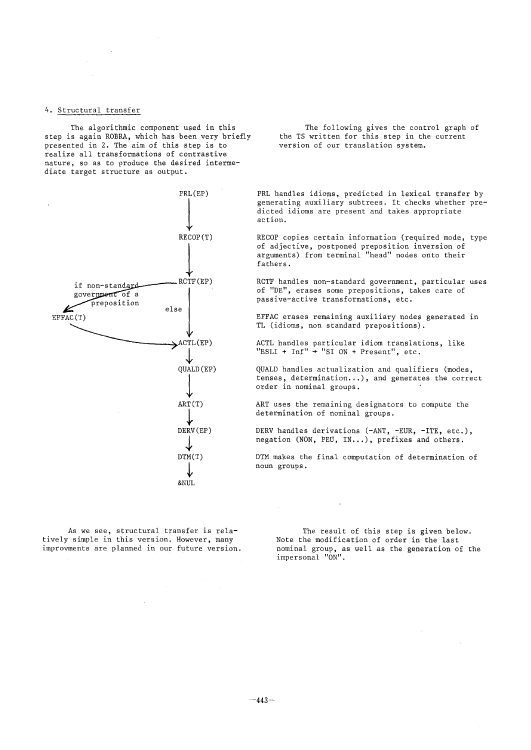## 4. Structural transfer

The algorithmic component used in this step is again ROBRA, which has been very briefly presented in 2. The aim of this step is to realize all transformations of contrastive nature, so as to produce the desired intermediate target structure as output.

The following gives the control graph of the TS written for this step in the current version of our translation system.

```
                          PRL(EP)
                             |
                             v
                          RECOP(T)
                             |
                             v
if non-standard  <-------- RCTF(EP)
government of a              |
preposition                  | else
   EFFAC(T)                  |
       \                     v
        -----------------> ACTL(EP)
                             |
                             v
                          QUALD(EP)
                             |
                             v
                           ART(T)
                             |
                             v
                          DERV(EP)
                             |
                             v
                           DTM(T)
                             |
                             v
                            &NUL
```

PRL handles idioms, predicted in lexical transfer by generating auxiliary subtrees. It checks whether predicted idioms are present and takes appropriate action.

RECOP copies certain information (required mode, type of adjective, postponed preposition inversion of arguments) from terminal "head" nodes onto their fathers.

RCTF handles non-standard government, particular uses of "DE", erases some prepositions, takes care of passive-active transformations, etc.

EFFAC erases remaining auxiliary nodes generated in TL (idioms, non standard prepositions).

ACTL handles particular idiom translations, like "ESLI + Inf" → "SI ON + Present", etc.

QUALD handles actualization and qualifiers (modes, tenses, determination...), and generates the correct order in nominal groups.

ART uses the remaining designators to compute the determination of nominal groups.

DERV handles derivations (-ANT, -EUR, -ITE, etc.), negation (NON, PEU, IN...), prefixes and others.

DTM makes the final computation of determination of noun groups.

As we see, structural transfer is relatively simple in this version. However, many improvments are planned in our future version.

The result of this step is given below. Note the modification of order in the last nominal group, as well as the generation of the impersonal "ON".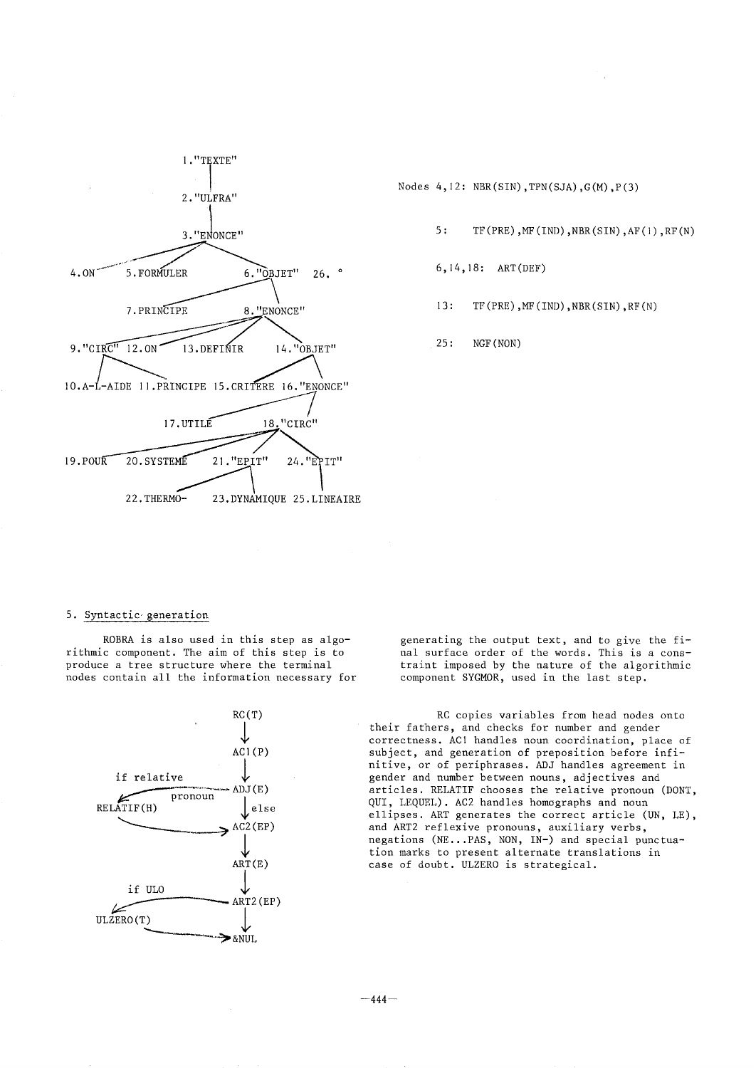```
                    1."TEXTE"
                        |
                    2."ULFRA"
                        |
                    3."ENONCE"
         /          /         \
     4.ON     5.FORMULER     6."OBJET"   26. °
                         /          \
              7.PRINCIPE          8."ENONCE"
                        /        /        \
          9."CIRC"  12.ON  13.DEFINIR   14."OBJET"
          /     \                       /      \
  10.A-L-AIDE 11.PRINCIPE        15.CRITERE  16."ENONCE"
                                              /
                          17.UTILE       18."CIRC"
                                    /     /       \
            19.POUR   20.SYSTEME   21."EPIT"    24."EPIT"
                                   /     \          |
                          22.THERMO-  23.DYNAMIQUE 25.LINEAIRE
```

Nodes 4,12: NBR(SIN),TPN(SJA),G(M),P(3)

5: TF(PRE),MF(IND),NBR(SIN),AF(1),RF(N)

6,14,18: ART(DEF)

13: TF(PRE),MF(IND),NBR(SIN),RF(N)

25: NGF(NON)

## 5. Syntactic generation

ROBRA is also used in this step as algorithmic component. The aim of this step is to produce a tree structure where the terminal nodes contain all the information necessary for generating the output text, and to give the final surface order of the words. This is a constraint imposed by the nature of the algorithmic component SYGMOR, used in the last step.

```
                         RC(T)
                           |
                           v
                         AC1(P)
                           |
     if relative           v
   <----------------- ADJ(E)
         pronoun           |
RELATIF(H)                 | else
   \                       v
    -------------------> AC2(EP)
                           |
                           v
                         ART(E)
                           |
     if ULO                v
   <----------------- ART2(EP)
ULZERO(T)                  |
   \                       v
    -------------------> &NUL
```

RC copies variables from head nodes onto their fathers, and checks for number and gender correctness. AC1 handles noun coordination, place of subject, and generation of preposition before infinitive, or of periphrases. ADJ handles agreement in gender and number between nouns, adjectives and articles. RELATIF chooses the relative pronoun (DONT, QUI, LEQUEL). AC2 handles homographs and noun ellipses. ART generates the correct article (UN, LE), and ART2 reflexive pronouns, auxiliary verbs, negations (NE...PAS, NON, IN-) and special punctuation marks to present alternate translations in case of doubt. ULZERO is strategical.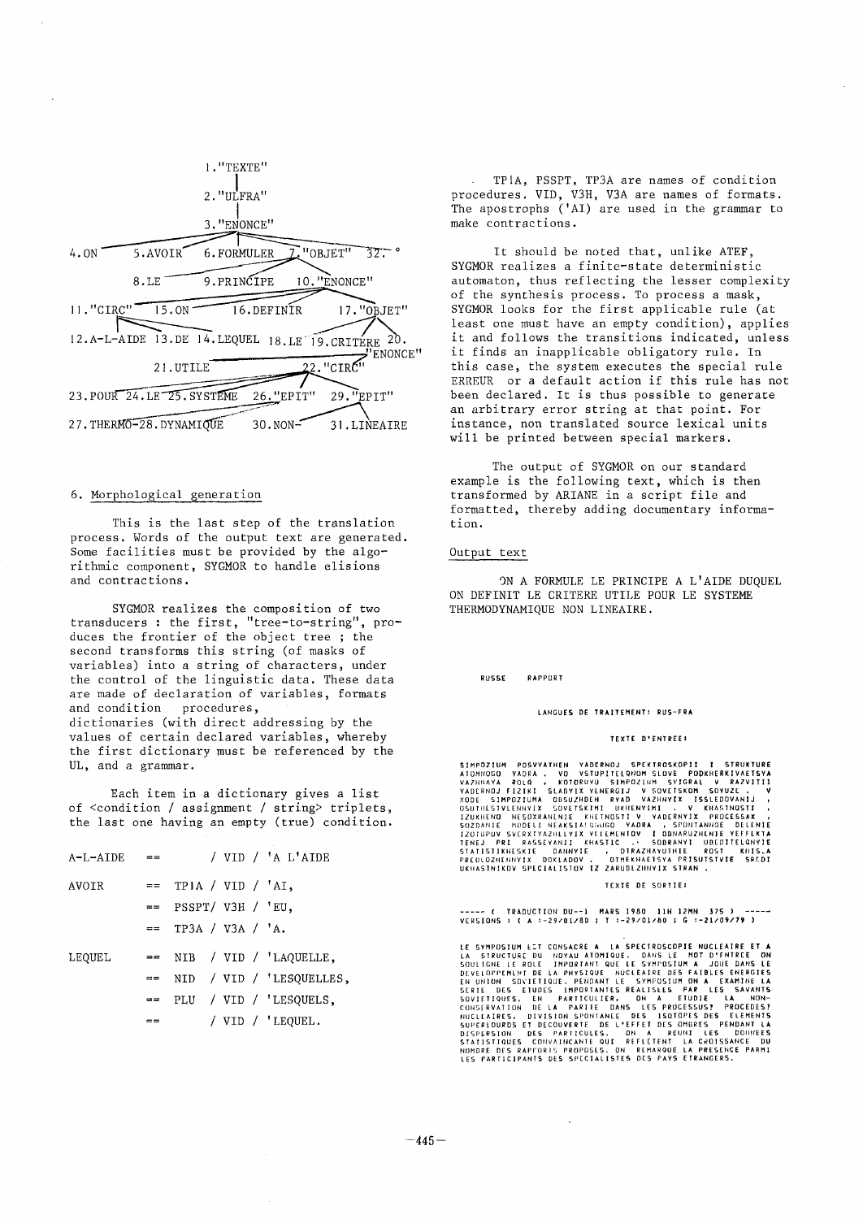```
                         1."TEXTE"
                             |
                         2."ULFRA"
                             |
                         3."ENONCE"
4.ON    5.AVOIR    6.FORMULER   7."OBJET"   32.°
            8.LE        9.PRINCIPE     10."ENONCE"
11."CIRC"       15.ON       16.DEFINIR       17."OBJET"
12.A-L-AIDE  13.DE  14.LEQUEL   18.LE  19.CRITERE  20."ENONCE"
              21.UTILE                  22."CIRC"
23.POUR  24.LE  25.SYSTEME   26."EPIT"    29."EPIT"
        27.THERMO-  28.DYNAMIQUE    30.NON-   31.LINEAIRE
```

## 6. Morphological generation

This is the last step of the translation process. Words of the output text are generated. Some facilities must be provided by the algorithmic component, SYGMOR to handle elisions and contractions.

SYGMOR realizes the composition of two transducers : the first, "tree-to-string", produces the frontier of the object tree ; the second transforms this string (of masks of variables) into a string of characters, under the control of the linguistic data. These data are made of declaration of variables, formats and condition procedures, dictionaries (with direct addressing by the values of certain declared variables, whereby the first dictionary must be referenced by the UL, and a grammar.

Each item in a dictionary gives a list of <condition / assignment / string> triplets, the last one having an empty (true) condition.

```
A-L-AIDE  ==        / VID / 'A L'AIDE

AVOIR     ==  TP1A / VID / 'AI,
          ==  PSSPT/ V3H / 'EU,
          ==  TP3A / V3A / 'A.

LEQUEL    ==  NIB  / VID / 'LAQUELLE,
          ==  NID  / VID / 'LESQUELLES,
          ==  PLU  / VID / 'LESQUELS,
          ==       / VID / 'LEQUEL.
```

TP1A, PSSPT, TP3A are names of condition procedures. VID, V3H, V3A are names of formats. The apostrophs ('AI) are used in the grammar to make contractions.

It should be noted that, unlike ATEF, SYGMOR realizes a finite-state deterministic automaton, thus reflecting the lesser complexity of the synthesis process. To process a mask, SYGMOR looks for the first applicable rule (at least one must have an empty condition), applies it and follows the transitions indicated, unless it finds an inapplicable obligatory rule. In this case, the system executes the special rule ERREUR or a default action if this rule has not been declared. It is thus possible to generate an arbitrary error string at that point. For instance, non translated source lexical units will be printed between special markers.

The output of SYGMOR on our standard example is the following text, which is then transformed by ARIANE in a script file and formatted, thereby adding documentary information.

Output text

ON A FORMULE LE PRINCIPE A L'AIDE DUQUEL ON DEFINIT LE CRITERE UTILE POUR LE SYSTEME THERMODYNAMIQUE NON LINEAIRE.

```
RUSSE     RAPPORT

                    LANGUES DE TRAITEMENT: RUS-FRA

                        TEXTE D'ENTREE:

SIMPOZIUM POSVYATHEN YADERNOJ SPEKTROSKOPII I STRUKTURE
ATOMNOGO YADRA . VO VSTUPITELQNOM SLOVE PODKHERKIVAETSYA
VAZHNAYA ROLQ , KOTORUYU SIMPOZIUM SYGRAL V RAZVITII
YADERNOJ FIZIKI SLABYIX YENERGIJ V SOVETSKOM SOYUZE . V
XODE SIMPOZIUMA OBSUZHDEN RYAD VAZHNYIX ISSLEDOVANIJ ,
OSUTHESTVLENNYIX SOVETSKIMI UKHENYIMI . V KHASTNOSTI ,
IZUKHENO NESOXRANENIE KHETNOSTI V YADERNYIX PROCESSAX ,
SOZDANIE MODELI NEAKSIALQNOGO YADRA , SPONTANNOE DELENIE
IZOTOPOV SVERXTYAZHELYIX YELEMENTOV I OBNARUZHENIE YEFFEKTA
TENEJ PRI RASSEYANII KHASTIC . SODRANYI UBEDITELQNYIE
STATISTIKHESKIE DANNYIE , OTRAZHAYUTHIE ROST KHIS.A
PREDLOZHENNYIX DOKLADOV . OTMEKHAETSYA PRISUTSTVIE SREDI
UKHASTNIKOV SPECIALISTOV IZ ZARUBEZHNYIX STRAN .

                        TEXTE DE SORTIE:

----- ( TRADUCTION DU--1 MARS 1980 11H 12MN 37S ) -----
VERSIONS : ( A :-29/01/80 ; T :-29/01/80 ; G :-21/09/79 )

LE SYMPOSIUM EST CONSACRE A LA SPECTROSCOPIE NUCLEAIRE ET A
LA STRUCTURE DU NOYAU ATOMIQUE. DANS LE MOT D'ENTREE ON
SOULIGNE LE ROLE IMPORTANT QUE LE SYMPOSIUM A JOUE DANS LE
DEVELOPPEMENT DE LA PHYSIQUE NUCLEAIRE DES FAIBLES ENERGIES
EN UNION SOVIETIQUE. PENDANT LE SYMPOSIUM ON A EXAMINE LA
SERIE DES ETUDES IMPORTANTES REALISEES PAR LES SAVANTS
SOVIETIQUES. EN PARTICULIER, ON A ETUDIE LA NON-
CONSERVATION DE LA PARITE DANS LES PROCESSUS? PROCEDES?
NUCLEAIRES, DIVISION SPONTANEE DES ISOTOPES DES ELEMENTS
SUPERLOURDS ET DECOUVERTE DE L'EFFET DES OMBRES PENDANT LA
DISPERSION DES PARTICULES. ON A REUNI LES DONNEES
STATISTIQUES CONVAINCANTE QUI REFLETENT LA CROISSANCE DU
NOMBRE DES RAPPORTS PROPOSES. ON REMARQUE LA PRESENCE PARMI
LES PARTICIPANTS DES SPECIALISTES DES PAYS ETRANGERS.
```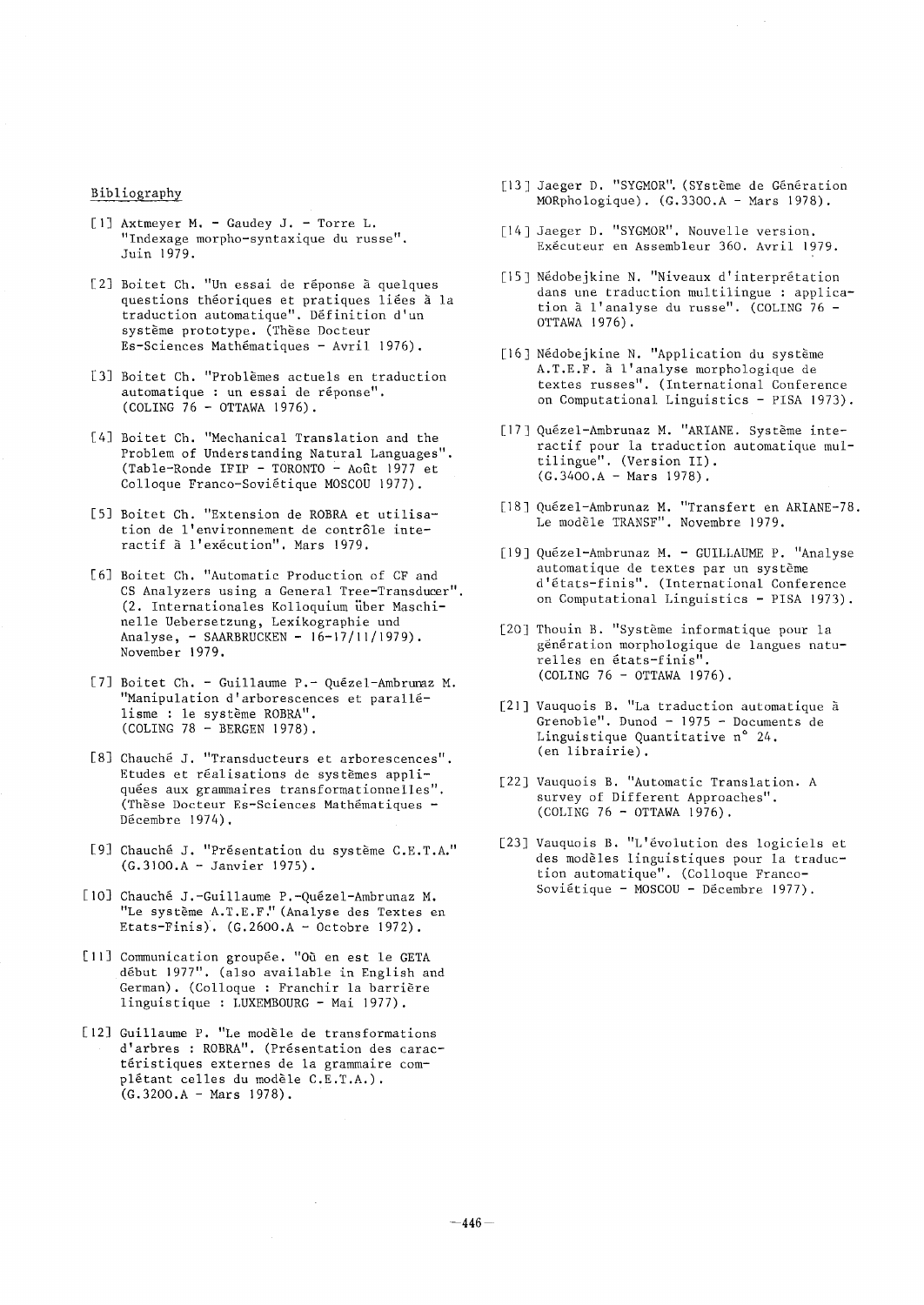## Bibliography

[1] Axtmeyer M. - Gaudey J. - Torre L. "Indexage morpho-syntaxique du russe". Juin 1979.

[2] Boitet Ch. "Un essai de réponse à quelques questions théoriques et pratiques liées à la traduction automatique". Définition d'un système prototype. (Thèse Docteur Es-Sciences Mathématiques - Avril 1976).

[3] Boitet Ch. "Problèmes actuels en traduction automatique : un essai de réponse". (COLING 76 - OTTAWA 1976).

[4] Boitet Ch. "Mechanical Translation and the Problem of Understanding Natural Languages". (Table-Ronde IFIP - TORONTO - Août 1977 et Colloque Franco-Soviétique MOSCOU 1977).

[5] Boitet Ch. "Extension de ROBRA et utilisation de l'environnement de contrôle interactif à l'exécution". Mars 1979.

[6] Boitet Ch. "Automatic Production of CF and CS Analyzers using a General Tree-Transducer". (2. Internationales Kolloquium über Maschinelle Uebersetzung, Lexikographie und Analyse, - SAARBRUCKEN - 16-17/11/1979). November 1979.

[7] Boitet Ch. - Guillaume P.- Quézel-Ambrunaz M. "Manipulation d'arborescences et parallélisme : le système ROBRA". (COLING 78 - BERGEN 1978).

[8] Chauché J. "Transducteurs et arborescences". Etudes et réalisations de systèmes appliquées aux grammaires transformationnelles". (Thèse Docteur Es-Sciences Mathématiques - Décembre 1974).

[9] Chauché J. "Présentation du système C.E.T.A." (G.3100.A - Janvier 1975).

[10] Chauché J.-Guillaume P.-Quézel-Ambrunaz M. "Le système A.T.E.F." (Analyse des Textes en Etats-Finis). (G.2600.A - Octobre 1972).

[11] Communication groupée. "Où en est le GETA début 1977". (also available in English and German). (Colloque : Franchir la barrière linguistique : LUXEMBOURG - Mai 1977).

[12] Guillaume P. "Le modèle de transformations d'arbres : ROBRA". (Présentation des caractéristiques externes de la grammaire complétant celles du modèle C.E.T.A.). (G.3200.A - Mars 1978).

[13] Jaeger D. "SYGMOR". (SYstème de Génération MORphologique). (G.3300.A - Mars 1978).

[14] Jaeger D. "SYGMOR". Nouvelle version. Exécuteur en Assembleur 360. Avril 1979.

[15] Nédobejkine N. "Niveaux d'interprétation dans une traduction multilingue : application à l'analyse du russe". (COLING 76 - OTTAWA 1976).

[16] Nédobejkine N. "Application du système A.T.E.F. à l'analyse morphologique de textes russes". (International Conference on Computational Linguistics - PISA 1973).

[17] Quézel-Ambrunaz M. "ARIANE. Système interactif pour la traduction automatique multilingue". (Version II). (G.3400.A - Mars 1978).

[18] Quézel-Ambrunaz M. "Transfert en ARIANE-78. Le modèle TRANSF". Novembre 1979.

[19] Quézel-Ambrunaz M. - GUILLAUME P. "Analyse automatique de textes par un système d'états-finis". (International Conference on Computational Linguistics - PISA 1973).

[20] Thouin B. "Système informatique pour la génération morphologique de langues naturelles en états-finis". (COLING 76 - OTTAWA 1976).

[21] Vauquois B. "La traduction automatique à Grenoble". Dunod - 1975 - Documents de Linguistique Quantitative n° 24. (en librairie).

[22] Vauquois B. "Automatic Translation. A survey of Different Approaches". (COLING 76 - OTTAWA 1976).

[23] Vauquois B. "L'évolution des logiciels et des modèles linguistiques pour la traduction automatique". (Colloque Franco-Soviétique - MOSCOU - Décembre 1977).